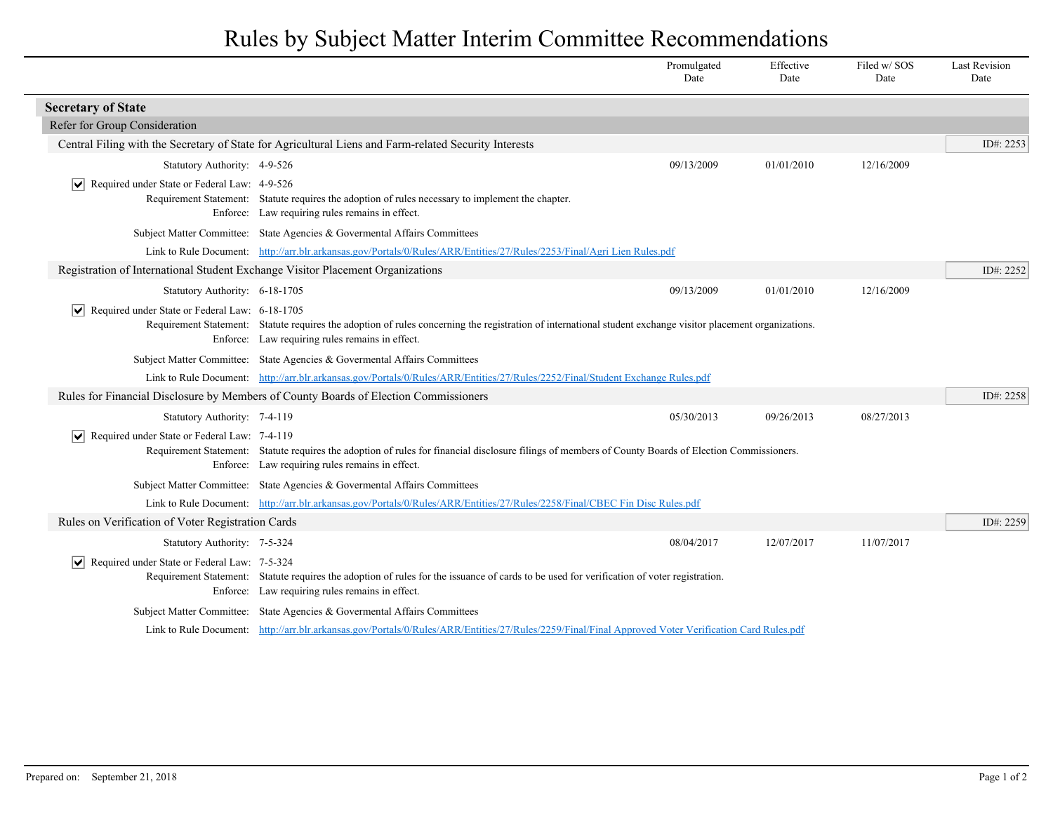# Rules by Subject Matter Interim Committee Recommendations

| | Promulgated Date | Effective Date | Filed w/ SOS Date | Last Revision Date |
|---|---|---|---|---|

## Secretary of State

### Refer for Group Consideration

#### Central Filing with the Secretary of State for Agricultural Liens and Farm-related Security Interests

ID#: 2253

| | Promulgated Date | Effective Date | Filed w/ SOS Date | Last Revision Date |
|---|---|---|---|---|
| Statutory Authority: 4-9-526 | 09/13/2009 | 01/01/2010 | 12/16/2009 | |

☑ Required under State or Federal Law: 4-9-526

Requirement Statement: Statute requires the adoption of rules necessary to implement the chapter.

Enforce: Law requiring rules remains in effect.

Subject Matter Committee: State Agencies & Govermental Affairs Committees

Link to Rule Document: http://arr.blr.arkansas.gov/Portals/0/Rules/ARR/Entities/27/Rules/2253/Final/Agri Lien Rules.pdf

#### Registration of International Student Exchange Visitor Placement Organizations

ID#: 2252

| | Promulgated Date | Effective Date | Filed w/ SOS Date | Last Revision Date |
|---|---|---|---|---|
| Statutory Authority: 6-18-1705 | 09/13/2009 | 01/01/2010 | 12/16/2009 | |

☑ Required under State or Federal Law: 6-18-1705

Requirement Statement: Statute requires the adoption of rules concerning the registration of international student exchange visitor placement organizations.

Enforce: Law requiring rules remains in effect.

Subject Matter Committee: State Agencies & Govermental Affairs Committees

Link to Rule Document: http://arr.blr.arkansas.gov/Portals/0/Rules/ARR/Entities/27/Rules/2252/Final/Student Exchange Rules.pdf

#### Rules for Financial Disclosure by Members of County Boards of Election Commissioners

ID#: 2258

| | Promulgated Date | Effective Date | Filed w/ SOS Date | Last Revision Date |
|---|---|---|---|---|
| Statutory Authority: 7-4-119 | 05/30/2013 | 09/26/2013 | 08/27/2013 | |

☑ Required under State or Federal Law: 7-4-119

Requirement Statement: Statute requires the adoption of rules for financial disclosure filings of members of County Boards of Election Commissioners.

Enforce: Law requiring rules remains in effect.

Subject Matter Committee: State Agencies & Govermental Affairs Committees

Link to Rule Document: http://arr.blr.arkansas.gov/Portals/0/Rules/ARR/Entities/27/Rules/2258/Final/CBEC Fin Disc Rules.pdf

#### Rules on Verification of Voter Registration Cards

ID#: 2259

| | Promulgated Date | Effective Date | Filed w/ SOS Date | Last Revision Date |
|---|---|---|---|---|
| Statutory Authority: 7-5-324 | 08/04/2017 | 12/07/2017 | 11/07/2017 | |

☑ Required under State or Federal Law: 7-5-324

Requirement Statement: Statute requires the adoption of rules for the issuance of cards to be used for verification of voter registration.

Enforce: Law requiring rules remains in effect.

Subject Matter Committee: State Agencies & Govermental Affairs Committees

Link to Rule Document: http://arr.blr.arkansas.gov/Portals/0/Rules/ARR/Entities/27/Rules/2259/Final/Final Approved Voter Verification Card Rules.pdf

Prepared on: September 21, 2018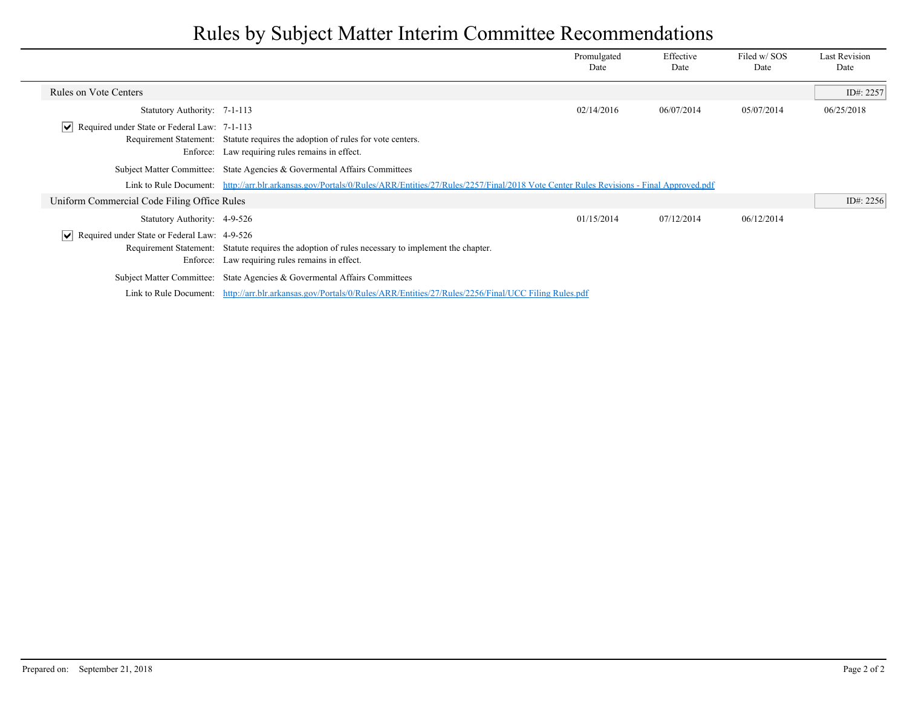# Rules by Subject Matter Interim Committee Recommendations

| | Promulgated Date | Effective Date | Filed w/ SOS Date | Last Revision Date |
|---|---|---|---|---|

## Rules on Vote Centers

ID#: 2257

| | Promulgated Date | Effective Date | Filed w/ SOS Date | Last Revision Date |
|---|---|---|---|---|
| Statutory Authority: 7-1-113 | 02/14/2016 | 06/07/2014 | 05/07/2014 | 06/25/2018 |

☑ Required under State or Federal Law: 7-1-113

Requirement Statement: Statute requires the adoption of rules for vote centers.

Enforce: Law requiring rules remains in effect.

Subject Matter Committee: State Agencies & Govermental Affairs Committees

Link to Rule Document: http://arr.blr.arkansas.gov/Portals/0/Rules/ARR/Entities/27/Rules/2257/Final/2018 Vote Center Rules Revisions - Final Approved.pdf

## Uniform Commercial Code Filing Office Rules

ID#: 2256

| | Promulgated Date | Effective Date | Filed w/ SOS Date | Last Revision Date |
|---|---|---|---|---|
| Statutory Authority: 4-9-526 | 01/15/2014 | 07/12/2014 | 06/12/2014 | |

☑ Required under State or Federal Law: 4-9-526

Requirement Statement: Statute requires the adoption of rules necessary to implement the chapter.

Enforce: Law requiring rules remains in effect.

Subject Matter Committee: State Agencies & Govermental Affairs Committees

Link to Rule Document: http://arr.blr.arkansas.gov/Portals/0/Rules/ARR/Entities/27/Rules/2256/Final/UCC Filing Rules.pdf

Prepared on: September 21, 2018